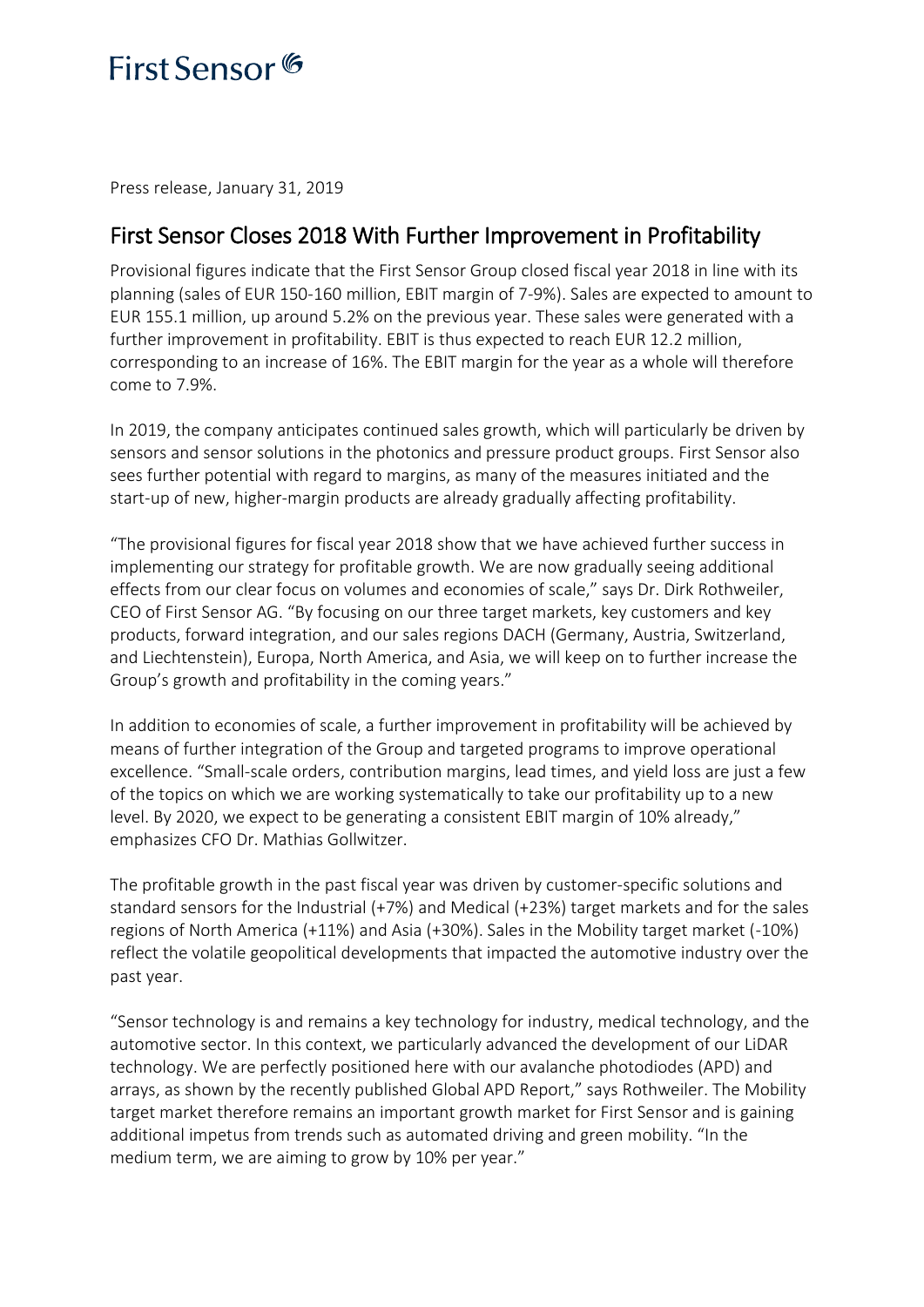First Sensor

Press release, January 31, 2019

## First Sensor Closes 2018 With Further Improvement in Profitability

Provisional figures indicate that the First Sensor Group closed fiscal year 2018 in line with its planning (sales of EUR 150-160 million, EBIT margin of 7-9%). Sales are expected to amount to EUR 155.1 million, up around 5.2% on the previous year. These sales were generated with a further improvement in profitability. EBIT is thus expected to reach EUR 12.2 million, corresponding to an increase of 16%. The EBIT margin for the year as a whole will therefore come to 7.9%.

In 2019, the company anticipates continued sales growth, which will particularly be driven by sensors and sensor solutions in the photonics and pressure product groups. First Sensor also sees further potential with regard to margins, as many of the measures initiated and the start-up of new, higher-margin products are already gradually affecting profitability.

"The provisional figures for fiscal year 2018 show that we have achieved further success in implementing our strategy for profitable growth. We are now gradually seeing additional effects from our clear focus on volumes and economies of scale," says Dr. Dirk Rothweiler, CEO of First Sensor AG. "By focusing on our three target markets, key customers and key products, forward integration, and our sales regions DACH (Germany, Austria, Switzerland, and Liechtenstein), Europa, North America, and Asia, we will keep on to further increase the Group's growth and profitability in the coming years."

In addition to economies of scale, a further improvement in profitability will be achieved by means of further integration of the Group and targeted programs to improve operational excellence. "Small-scale orders, contribution margins, lead times, and yield loss are just a few of the topics on which we are working systematically to take our profitability up to a new level. By 2020, we expect to be generating a consistent EBIT margin of 10% already," emphasizes CFO Dr. Mathias Gollwitzer.

The profitable growth in the past fiscal year was driven by customer-specific solutions and standard sensors for the Industrial (+7%) and Medical (+23%) target markets and for the sales regions of North America (+11%) and Asia (+30%). Sales in the Mobility target market (-10%) reflect the volatile geopolitical developments that impacted the automotive industry over the past year.

"Sensor technology is and remains a key technology for industry, medical technology, and the automotive sector. In this context, we particularly advanced the development of our LiDAR technology. We are perfectly positioned here with our avalanche photodiodes (APD) and arrays, as shown by the recently published Global APD Report," says Rothweiler. The Mobility target market therefore remains an important growth market for First Sensor and is gaining additional impetus from trends such as automated driving and green mobility. "In the medium term, we are aiming to grow by 10% per year."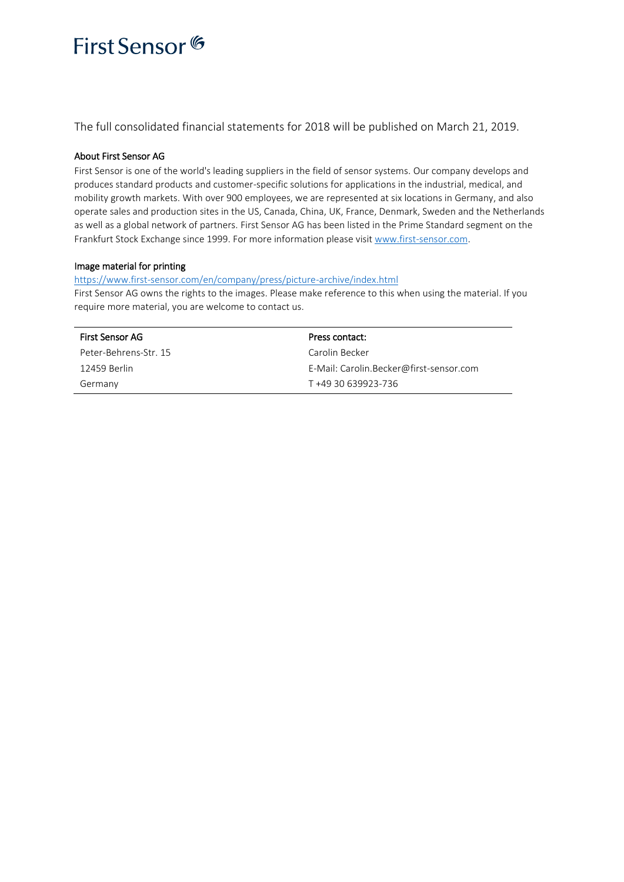First Sensor

The full consolidated financial statements for 2018 will be published on March 21, 2019.

**About First Sensor AG**

First Sensor is one of the world's leading suppliers in the field of sensor systems. Our company develops and produces standard products and customer-specific solutions for applications in the industrial, medical, and mobility growth markets. With over 900 employees, we are represented at six locations in Germany, and also operate sales and production sites in the US, Canada, China, UK, France, Denmark, Sweden and the Netherlands as well as a global network of partners. First Sensor AG has been listed in the Prime Standard segment on the Frankfurt Stock Exchange since 1999. For more information please visit www.first-sensor.com.

**Image material for printing**

https://www.first-sensor.com/en/company/press/picture-archive/index.html

First Sensor AG owns the rights to the images. Please make reference to this when using the material. If you require more material, you are welcome to contact us.

| First Sensor AG | Press contact: |
|---|---|
| Peter-Behrens-Str. 15 | Carolin Becker |
| 12459 Berlin | E-Mail: Carolin.Becker@first-sensor.com |
| Germany | T +49 30 639923-736 |